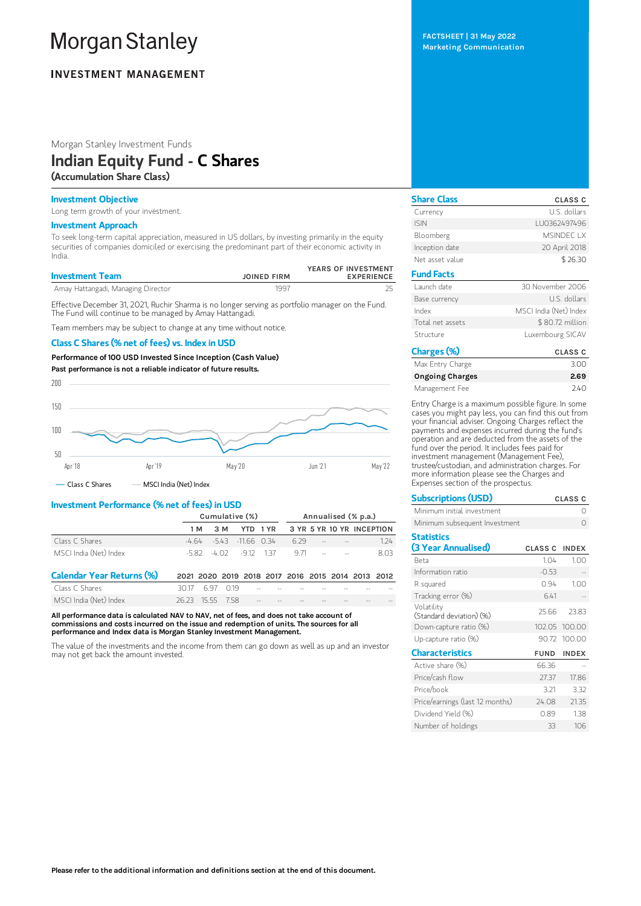# Morgan Stanley

**INVESTMENT MANAGEMENT**

FACTSHEET | 31 May 2022
Marketing Communication

Morgan Stanley Investment Funds

## Indian Equity Fund - C Shares

**(Accumulation Share Class)**

### Investment Objective

Long term growth of your investment.

### Investment Approach

To seek long-term capital appreciation, measured in US dollars, by investing primarily in the equity securities of companies domiciled or exercising the predominant part of their economic activity in India.

| Investment Team | JOINED FIRM | YEARS OF INVESTMENT EXPERIENCE |
|---|---|---|
| Amay Hattangadi, Managing Director | 1997 | 25 |

Effective December 31, 2021, Ruchir Sharma is no longer serving as portfolio manager on the Fund. The Fund will continue to be managed by Amay Hattangadi.

Team members may be subject to change at any time without notice.

### Class C Shares (% net of fees) vs. Index in USD

**Performance of 100 USD Invested Since Inception (Cash Value)**

**Past performance is not a reliable indicator of future results.**

— Class C Shares — MSCI India (Net) Index

### Investment Performance (% net of fees) in USD

| | Cumulative (%) | | | | Annualised (% p.a.) | | | |
|---|---|---|---|---|---|---|---|---|
| | 1 M | 3 M | YTD | 1 YR | 3 YR | 5 YR | 10 YR | INCEPTION |
| Class C Shares | -4.64 | -5.43 | -11.66 | 0.34 | 6.29 | -- | -- | 1.24 |
| MSCI India (Net) Index | -5.82 | -4.02 | -9.12 | 1.37 | 9.71 | -- | -- | 8.03 |

| Calendar Year Returns (%) | 2021 | 2020 | 2019 | 2018 | 2017 | 2016 | 2015 | 2014 | 2013 | 2012 |
|---|---|---|---|---|---|---|---|---|---|---|
| Class C Shares | 30.17 | 6.97 | 0.19 | -- | -- | -- | -- | -- | -- | -- |
| MSCI India (Net) Index | 26.23 | 15.55 | 7.58 | -- | -- | -- | -- | -- | -- | -- |

**All performance data is calculated NAV to NAV, net of fees, and does not take account of commissions and costs incurred on the issue and redemption of units. The sources for all performance and Index data is Morgan Stanley Investment Management.**

The value of the investments and the income from them can go down as well as up and an investor may not get back the amount invested.

### Share Class

| | CLASS C |
|---|---|
| Currency | U.S. dollars |
| ISIN | LU0362497496 |
| Bloomberg | MSINDEC LX |
| Inception date | 20 April 2018 |
| Net asset value | $ 26.30 |

### Fund Facts

| | |
|---|---|
| Launch date | 30 November 2006 |
| Base currency | U.S. dollars |
| Index | MSCI India (Net) Index |
| Total net assets | $ 80.72 million |
| Structure | Luxembourg SICAV |

### Charges (%)

| | CLASS C |
|---|---|
| Max Entry Charge | 3.00 |
| **Ongoing Charges** | **2.69** |
| Management Fee | 2.40 |

Entry Charge is a maximum possible figure. In some cases you might pay less, you can find this out from your financial adviser. Ongoing Charges reflect the payments and expenses incurred during the fund's operation and are deducted from the assets of the fund over the period. It includes fees paid for investment management (Management Fee), trustee/custodian, and administration charges. For more information please see the Charges and Expenses section of the prospectus.

### Subscriptions (USD)

| | CLASS C |
|---|---|
| Minimum initial investment | 0 |
| Minimum subsequent Investment | 0 |

### Statistics (3 Year Annualised)

| | CLASS C | INDEX |
|---|---|---|
| Beta | 1.04 | 1.00 |
| Information ratio | -0.53 | -- |
| R squared | 0.94 | 1.00 |
| Tracking error (%) | 6.41 | -- |
| Volatility (Standard deviation) (%) | 25.66 | 23.83 |
| Down-capture ratio (%) | 102.05 | 100.00 |
| Up-capture ratio (%) | 90.72 | 100.00 |

### Characteristics

| | FUND | INDEX |
|---|---|---|
| Active share (%) | 66.36 | -- |
| Price/cash flow | 27.37 | 17.86 |
| Price/book | 3.21 | 3.32 |
| Price/earnings (last 12 months) | 24.08 | 21.35 |
| Dividend Yield (%) | 0.89 | 1.38 |
| Number of holdings | 33 | 106 |

**Please refer to the additional information and definitions section at the end of this document.**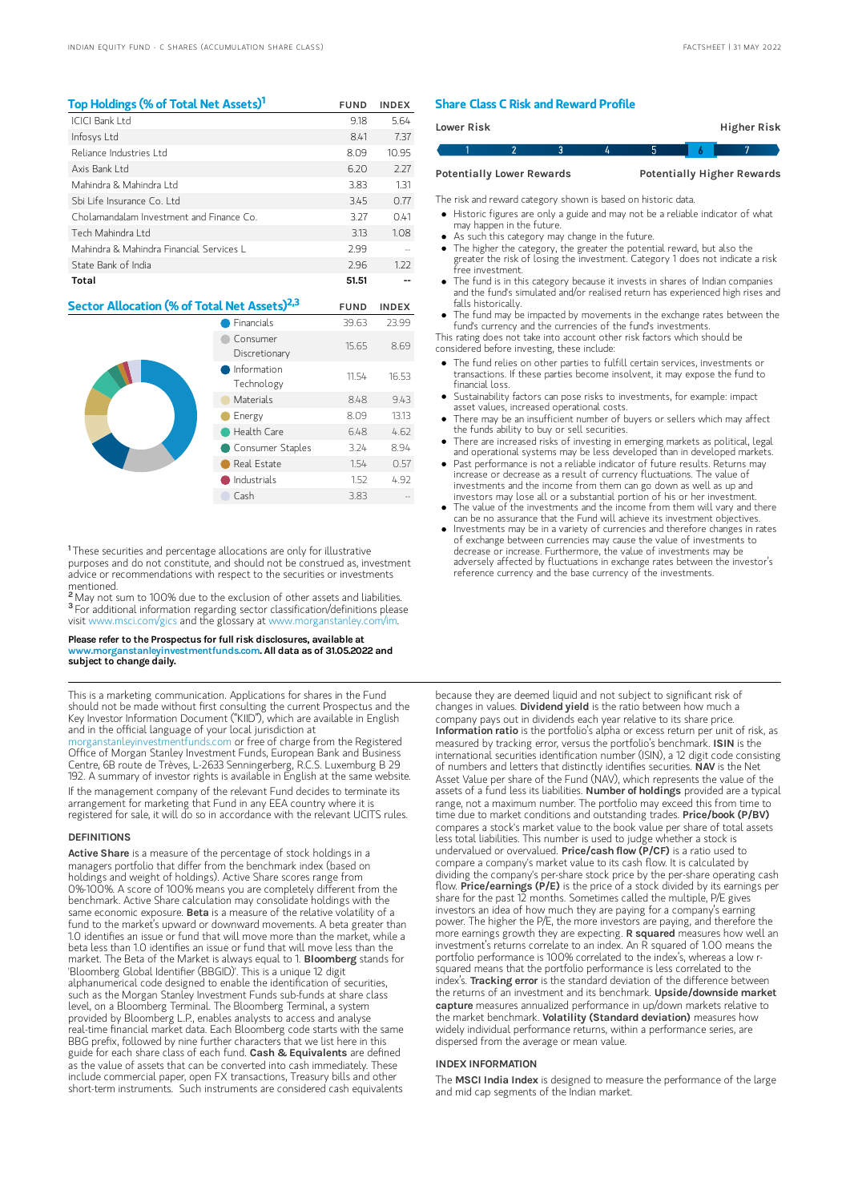## Top Holdings (% of Total Net Assets)[1]

| | FUND | INDEX |
|---|---|---|
| ICICI Bank Ltd | 9.18 | 5.64 |
| Infosys Ltd | 8.41 | 7.37 |
| Reliance Industries Ltd | 8.09 | 10.95 |
| Axis Bank Ltd | 6.20 | 2.27 |
| Mahindra & Mahindra Ltd | 3.83 | 1.31 |
| Sbi Life Insurance Co. Ltd | 3.45 | 0.77 |
| Cholamandalam Investment and Finance Co. | 3.27 | 0.41 |
| Tech Mahindra Ltd | 3.13 | 1.08 |
| Mahindra & Mahindra Financial Services L | 2.99 | -- |
| State Bank of India | 2.96 | 1.22 |
| **Total** | **51.51** | -- |

## Sector Allocation (% of Total Net Assets)[2,3]

| | FUND | INDEX |
|---|---|---|
| Financials | 39.63 | 23.99 |
| Consumer Discretionary | 15.65 | 8.69 |
| Information Technology | 11.54 | 16.53 |
| Materials | 8.48 | 9.43 |
| Energy | 8.09 | 13.13 |
| Health Care | 6.48 | 4.62 |
| Consumer Staples | 3.24 | 8.94 |
| Real Estate | 1.54 | 0.57 |
| Industrials | 1.52 | 4.92 |
| Cash | 3.83 | -- |

[1] These securities and percentage allocations are only for illustrative purposes and do not constitute, and should not be construed as, investment advice or recommendations with respect to the securities or investments mentioned.

[2] May not sum to 100% due to the exclusion of other assets and liabilities.

[3] For additional information regarding sector classification/definitions please visit www.msci.com/gics and the glossary at www.morganstanley.com/im.

**Please refer to the Prospectus for full risk disclosures, available at www.morganstanleyinvestmentfunds.com. All data as of 31.05.2022 and subject to change daily.**

## Share Class C Risk and Reward Profile

| Lower Risk | | | | | | Higher Risk |
|---|---|---|---|---|---|---|
| 1 | 2 | 3 | 4 | 5 | **6** | 7 |
| Potentially Lower Rewards | | | | | | Potentially Higher Rewards |

The risk and reward category shown is based on historic data.

- Historic figures are only a guide and may not be a reliable indicator of what may happen in the future.
- As such this category may change in the future.
- The higher the category, the greater the potential reward, but also the greater the risk of losing the investment. Category 1 does not indicate a risk free investment.
- The fund is in this category because it invests in shares of Indian companies and the fund's simulated and/or realised return has experienced high rises and falls historically.
- The fund may be impacted by movements in the exchange rates between the fund's currency and the currencies of the fund's investments.

This rating does not take into account other risk factors which should be considered before investing, these include:

- The fund relies on other parties to fulfill certain services, investments or transactions. If these parties become insolvent, it may expose the fund to financial loss.
- Sustainability factors can pose risks to investments, for example: impact asset values, increased operational costs.
- There may be an insufficient number of buyers or sellers which may affect the funds ability to buy or sell securities.
- There are increased risks of investing in emerging markets as political, legal and operational systems may be less developed than in developed markets.
- Past performance is not a reliable indicator of future results. Returns may increase or decrease as a result of currency fluctuations. The value of investments and the income from them can go down as well as up and investors may lose all or a substantial portion of his or her investment.
- The value of the investments and the income from them will vary and there can be no assurance that the Fund will achieve its investment objectives.
- Investments may be in a variety of currencies and therefore changes in rates of exchange between currencies may cause the value of investments to decrease or increase. Furthermore, the value of investments may be adversely affected by fluctuations in exchange rates between the investor's reference currency and the base currency of the investments.

This is a marketing communication. Applications for shares in the Fund should not be made without first consulting the current Prospectus and the Key Investor Information Document ("KIID"), which are available in English and in the official language of your local jurisdiction at morganstanleyinvestmentfunds.com or free of charge from the Registered Office of Morgan Stanley Investment Funds, European Bank and Business Centre, 6B route de Trèves, L-2633 Senningerberg, R.C.S. Luxemburg B 29 192. A summary of investor rights is available in English at the same website.

If the management company of the relevant Fund decides to terminate its arrangement for marketing that Fund in any EEA country where it is registered for sale, it will do so in accordance with the relevant UCITS rules.

### DEFINITIONS

**Active Share** is a measure of the percentage of stock holdings in a managers portfolio that differ from the benchmark index (based on holdings and weight of holdings). Active Share scores range from 0%-100%. A score of 100% means you are completely different from the benchmark. Active Share calculation may consolidate holdings with the same economic exposure. **Beta** is a measure of the relative volatility of a fund to the market's upward or downward movements. A beta greater than 1.0 identifies an issue or fund that will move more than the market, while a beta less than 1.0 identifies an issue or fund that will move less than the market. The Beta of the Market is always equal to 1. **Bloomberg** stands for 'Bloomberg Global Identifier (BBGID)'. This is a unique 12 digit alphanumerical code designed to enable the identification of securities, such as the Morgan Stanley Investment Funds sub-funds at share class level, on a Bloomberg Terminal. The Bloomberg Terminal, a system provided by Bloomberg L.P., enables analysts to access and analyse real-time financial market data. Each Bloomberg code starts with the same BBG prefix, followed by nine further characters that we list here in this guide for each share class of each fund. **Cash & Equivalents** are defined as the value of assets that can be converted into cash immediately. These include commercial paper, open FX transactions, Treasury bills and other short-term instruments. Such instruments are considered cash equivalents because they are deemed liquid and not subject to significant risk of changes in values. **Dividend yield** is the ratio between how much a company pays out in dividends each year relative to its share price. **Information ratio** is the portfolio's alpha or excess return per unit of risk, as measured by tracking error, versus the portfolio's benchmark. **ISIN** is the international securities identification number (ISIN), a 12 digit code consisting of numbers and letters that distinctly identifies securities. **NAV** is the Net Asset Value per share of the Fund (NAV), which represents the value of the assets of a fund less its liabilities. **Number of holdings** provided are a typical range, not a maximum number. The portfolio may exceed this from time to time due to market conditions and outstanding trades. **Price/book (P/BV)** compares a stock's market value to the book value per share of total assets less total liabilities. This number is used to judge whether a stock is undervalued or overvalued. **Price/cash flow (P/CF)** is a ratio used to compare a company's market value to its cash flow. It is calculated by dividing the company's per-share stock price by the per-share operating cash flow. **Price/earnings (P/E)** is the price of a stock divided by its earnings per share for the past 12 months. Sometimes called the multiple, P/E gives investors an idea of how much they are paying for a company's earning power. The higher the P/E, the more investors are paying, and therefore the more earnings growth they are expecting. **R squared** measures how well an investment's returns correlate to an index. An R squared of 1.00 means the portfolio performance is 100% correlated to the index's, whereas a low r-squared means that the portfolio performance is less correlated to the index's. **Tracking error** is the standard deviation of the difference between the returns of an investment and its benchmark. **Upside/downside market capture** measures annualized performance in up/down markets relative to the market benchmark. **Volatility (Standard deviation)** measures how widely individual performance returns, within a performance series, are dispersed from the average or mean value.

### INDEX INFORMATION

The **MSCI India Index** is designed to measure the performance of the large and mid cap segments of the Indian market.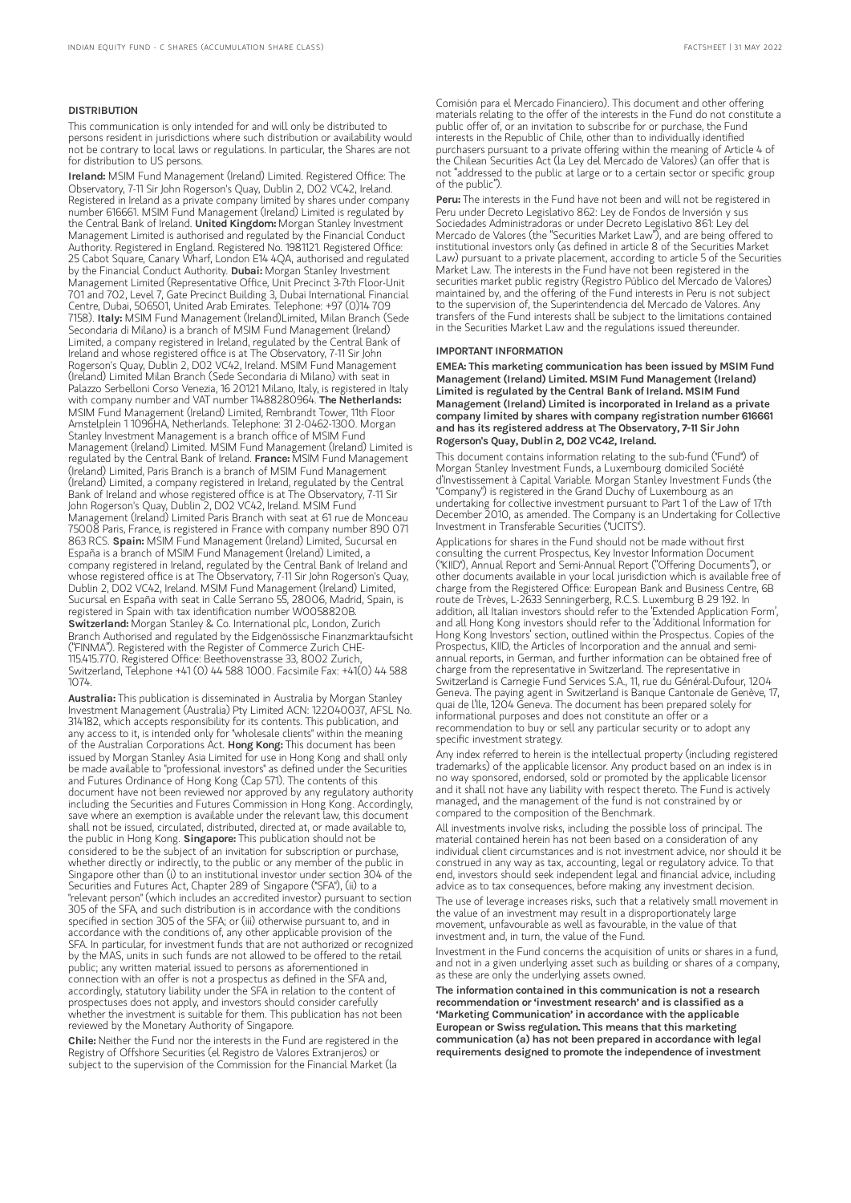## DISTRIBUTION

This communication is only intended for and will only be distributed to persons resident in jurisdictions where such distribution or availability would not be contrary to local laws or regulations. In particular, the Shares are not for distribution to US persons.

**Ireland:** MSIM Fund Management (Ireland) Limited. Registered Office: The Observatory, 7-11 Sir John Rogerson's Quay, Dublin 2, D02 VC42, Ireland. Registered in Ireland as a private company limited by shares under company number 616661. MSIM Fund Management (Ireland) Limited is regulated by the Central Bank of Ireland. **United Kingdom:** Morgan Stanley Investment Management Limited is authorised and regulated by the Financial Conduct Authority. Registered in England. Registered No. 1981121. Registered Office: 25 Cabot Square, Canary Wharf, London E14 4QA, authorised and regulated by the Financial Conduct Authority. **Dubai:** Morgan Stanley Investment Management Limited (Representative Office, Unit Precinct 3-7th Floor-Unit 701 and 702, Level 7, Gate Precinct Building 3, Dubai International Financial Centre, Dubai, 506501, United Arab Emirates. Telephone: +97 (0)14 709 7158). **Italy:** MSIM Fund Management (Ireland)Limited, Milan Branch (Sede Secondaria di Milano) is a branch of MSIM Fund Management (Ireland) Limited, a company registered in Ireland, regulated by the Central Bank of Ireland and whose registered office is at The Observatory, 7-11 Sir John Rogerson's Quay, Dublin 2, D02 VC42, Ireland. MSIM Fund Management (Ireland) Limited Milan Branch (Sede Secondaria di Milano) with seat in Palazzo Serbelloni Corso Venezia, 16 20121 Milano, Italy, is registered in Italy with company number and VAT number 11488280964. **The Netherlands:** MSIM Fund Management (Ireland) Limited, Rembrandt Tower, 11th Floor Amstelplein 1 1096HA, Netherlands. Telephone: 31 2-0462-1300. Morgan Stanley Investment Management is a branch office of MSIM Fund Management (Ireland) Limited. MSIM Fund Management (Ireland) Limited is regulated by the Central Bank of Ireland. **France:** MSIM Fund Management (Ireland) Limited, Paris Branch is a branch of MSIM Fund Management (Ireland) Limited, a company registered in Ireland, regulated by the Central Bank of Ireland and whose registered office is at The Observatory, 7-11 Sir John Rogerson's Quay, Dublin 2, D02 VC42, Ireland. MSIM Fund Management (Ireland) Limited Paris Branch with seat at 61 rue de Monceau 75008 Paris, France, is registered in France with company number 890 071 863 RCS. **Spain:** MSIM Fund Management (Ireland) Limited, Sucursal en España is a branch of MSIM Fund Management (Ireland) Limited, a company registered in Ireland, regulated by the Central Bank of Ireland and whose registered office is at The Observatory, 7-11 Sir John Rogerson's Quay, Dublin 2, D02 VC42, Ireland. MSIM Fund Management (Ireland) Limited, Sucursal en España with seat in Calle Serrano 55, 28006, Madrid, Spain, is registered in Spain with tax identification number W0058820B. **Switzerland:** Morgan Stanley & Co. International plc, London, Zurich Branch Authorised and regulated by the Eidgenössische Finanzmarktaufsicht ("FINMA"). Registered with the Register of Commerce Zurich CHE-115.415.770. Registered Office: Beethovenstrasse 33, 8002 Zurich, Switzerland, Telephone +41 (0) 44 588 1000. Facsimile Fax: +41(0) 44 588 1074.

**Australia:** This publication is disseminated in Australia by Morgan Stanley Investment Management (Australia) Pty Limited ACN: 122040037, AFSL No. 314182, which accepts responsibility for its contents. This publication, and any access to it, is intended only for "wholesale clients" within the meaning of the Australian Corporations Act. **Hong Kong:** This document has been issued by Morgan Stanley Asia Limited for use in Hong Kong and shall only be made available to "professional investors" as defined under the Securities and Futures Ordinance of Hong Kong (Cap 571). The contents of this document have not been reviewed nor approved by any regulatory authority including the Securities and Futures Commission in Hong Kong. Accordingly, save where an exemption is available under the relevant law, this document shall not be issued, circulated, distributed, directed at, or made available to, the public in Hong Kong. **Singapore:** This publication should not be considered to be the subject of an invitation for subscription or purchase, whether directly or indirectly, to the public or any member of the public in Singapore other than (i) to an institutional investor under section 304 of the Securities and Futures Act, Chapter 289 of Singapore ("SFA"), (ii) to a "relevant person" (which includes an accredited investor) pursuant to section 305 of the SFA, and such distribution is in accordance with the conditions specified in section 305 of the SFA; or (iii) otherwise pursuant to, and in accordance with the conditions of, any other applicable provision of the SFA. In particular, for investment funds that are not authorized or recognized by the MAS, units in such funds are not allowed to be offered to the retail public; any written material issued to persons as aforementioned in connection with an offer is not a prospectus as defined in the SFA and, accordingly, statutory liability under the SFA in relation to the content of prospectuses does not apply, and investors should consider carefully whether the investment is suitable for them. This publication has not been reviewed by the Monetary Authority of Singapore.

**Chile:** Neither the Fund nor the interests in the Fund are registered in the Registry of Offshore Securities (el Registro de Valores Extranjeros) or subject to the supervision of the Commission for the Financial Market (la Comisión para el Mercado Financiero). This document and other offering materials relating to the offer of the interests in the Fund do not constitute a public offer of, or an invitation to subscribe for or purchase, the Fund interests in the Republic of Chile, other than to individually identified purchasers pursuant to a private offering within the meaning of Article 4 of the Chilean Securities Act (la Ley del Mercado de Valores) (an offer that is not "addressed to the public at large or to a certain sector or specific group of the public").

**Peru:** The interests in the Fund have not been and will not be registered in Peru under Decreto Legislativo 862: Ley de Fondos de Inversión y sus Sociedades Administradoras or under Decreto Legislativo 861: Ley del Mercado de Valores (the "Securities Market Law"), and are being offered to institutional investors only (as defined in article 8 of the Securities Market Law) pursuant to a private placement, according to article 5 of the Securities Market Law. The interests in the Fund have not been registered in the securities market public registry (Registro Público del Mercado de Valores) maintained by, and the offering of the Fund interests in Peru is not subject to the supervision of, the Superintendencia del Mercado de Valores. Any transfers of the Fund interests shall be subject to the limitations contained in the Securities Market Law and the regulations issued thereunder.

## IMPORTANT INFORMATION

**EMEA: This marketing communication has been issued by MSIM Fund Management (Ireland) Limited. MSIM Fund Management (Ireland) Limited is regulated by the Central Bank of Ireland. MSIM Fund Management (Ireland) Limited is incorporated in Ireland as a private company limited by shares with company registration number 616661 and has its registered address at The Observatory, 7-11 Sir John Rogerson's Quay, Dublin 2, D02 VC42, Ireland.**

This document contains information relating to the sub-fund ("Fund") of Morgan Stanley Investment Funds, a Luxembourg domiciled Société d'Investissement à Capital Variable. Morgan Stanley Investment Funds (the "Company") is registered in the Grand Duchy of Luxembourg as an undertaking for collective investment pursuant to Part 1 of the Law of 17th December 2010, as amended. The Company is an Undertaking for Collective Investment in Transferable Securities ("UCITS").

Applications for shares in the Fund should not be made without first consulting the current Prospectus, Key Investor Information Document ("KIID"), Annual Report and Semi-Annual Report ("Offering Documents"), or other documents available in your local jurisdiction which is available free of charge from the Registered Office: European Bank and Business Centre, 6B route de Trèves, L-2633 Senningerberg, R.C.S. Luxemburg B 29 192. In addition, all Italian investors should refer to the 'Extended Application Form', and all Hong Kong investors should refer to the 'Additional Information for Hong Kong Investors' section, outlined within the Prospectus. Copies of the Prospectus, KIID, the Articles of Incorporation and the annual and semi-annual reports, in German, and further information can be obtained free of charge from the representative in Switzerland. The representative in Switzerland is Carnegie Fund Services S.A., 11, rue du Général-Dufour, 1204 Geneva. The paying agent in Switzerland is Banque Cantonale de Genève, 17, quai de l'Ile, 1204 Geneva. The document has been prepared solely for informational purposes and does not constitute an offer or a recommendation to buy or sell any particular security or to adopt any specific investment strategy.

Any index referred to herein is the intellectual property (including registered trademarks) of the applicable licensor. Any product based on an index is in no way sponsored, endorsed, sold or promoted by the applicable licensor and it shall not have any liability with respect thereto. The Fund is actively managed, and the management of the fund is not constrained by or compared to the composition of the Benchmark.

All investments involve risks, including the possible loss of principal. The material contained herein has not been based on a consideration of any individual client circumstances and is not investment advice, nor should it be construed in any way as tax, accounting, legal or regulatory advice. To that end, investors should seek independent legal and financial advice, including advice as to tax consequences, before making any investment decision.

The use of leverage increases risks, such that a relatively small movement in the value of an investment may result in a disproportionately large movement, unfavourable as well as favourable, in the value of that investment and, in turn, the value of the Fund.

Investment in the Fund concerns the acquisition of units or shares in a fund, and not in a given underlying asset such as building or shares of a company, as these are only the underlying assets owned.

**The information contained in this communication is not a research recommendation or 'investment research' and is classified as a 'Marketing Communication' in accordance with the applicable European or Swiss regulation. This means that this marketing communication (a) has not been prepared in accordance with legal requirements designed to promote the independence of investment**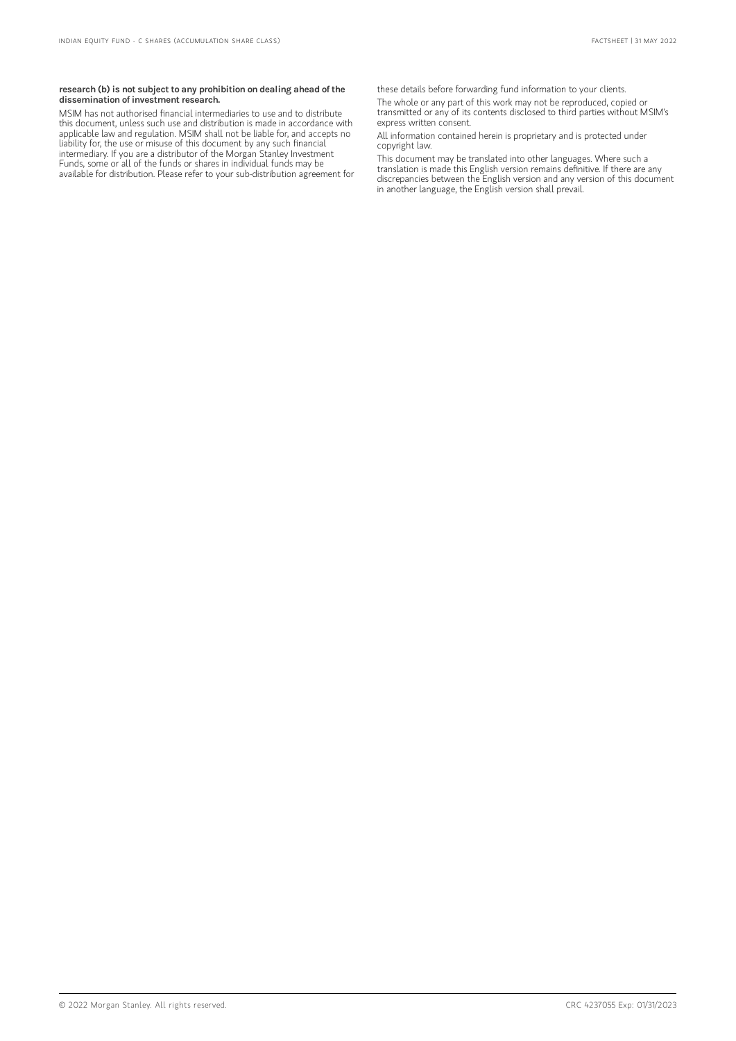**research (b) is not subject to any prohibition on dealing ahead of the dissemination of investment research.**

MSIM has not authorised financial intermediaries to use and to distribute this document, unless such use and distribution is made in accordance with applicable law and regulation. MSIM shall not be liable for, and accepts no liability for, the use or misuse of this document by any such financial intermediary. If you are a distributor of the Morgan Stanley Investment Funds, some or all of the funds or shares in individual funds may be available for distribution. Please refer to your sub-distribution agreement for these details before forwarding fund information to your clients.

The whole or any part of this work may not be reproduced, copied or transmitted or any of its contents disclosed to third parties without MSIM's express written consent.

All information contained herein is proprietary and is protected under copyright law.

This document may be translated into other languages. Where such a translation is made this English version remains definitive. If there are any discrepancies between the English version and any version of this document in another language, the English version shall prevail.

© 2022 Morgan Stanley. All rights reserved.

CRC 4237055 Exp: 01/31/2023